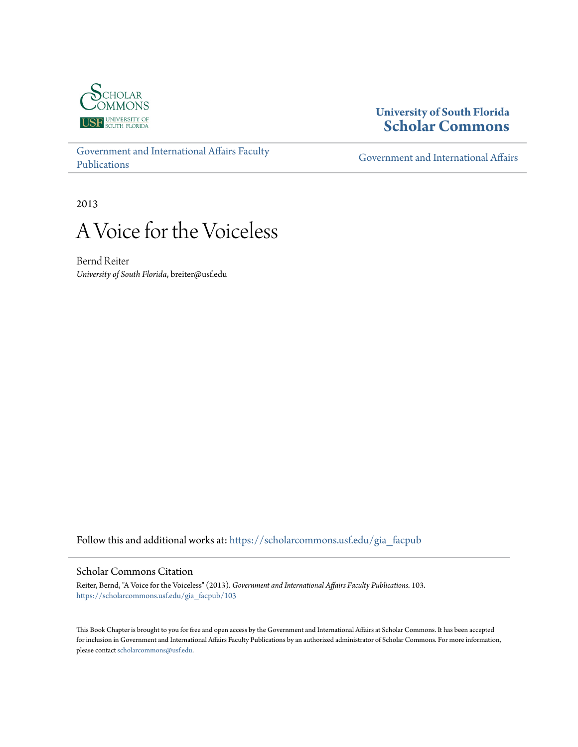University of South Florida
**Scholar Commons**

Government and International Affairs Faculty Publications | Government and International Affairs

2013

# A Voice for the Voiceless

Bernd Reiter
*University of South Florida*, breiter@usf.edu

Follow this and additional works at: https://scholarcommons.usf.edu/gia_facpub

## Scholar Commons Citation

Reiter, Bernd, "A Voice for the Voiceless" (2013). *Government and International Affairs Faculty Publications*. 103.
https://scholarcommons.usf.edu/gia_facpub/103

This Book Chapter is brought to you for free and open access by the Government and International Affairs at Scholar Commons. It has been accepted for inclusion in Government and International Affairs Faculty Publications by an authorized administrator of Scholar Commons. For more information, please contact scholarcommons@usf.edu.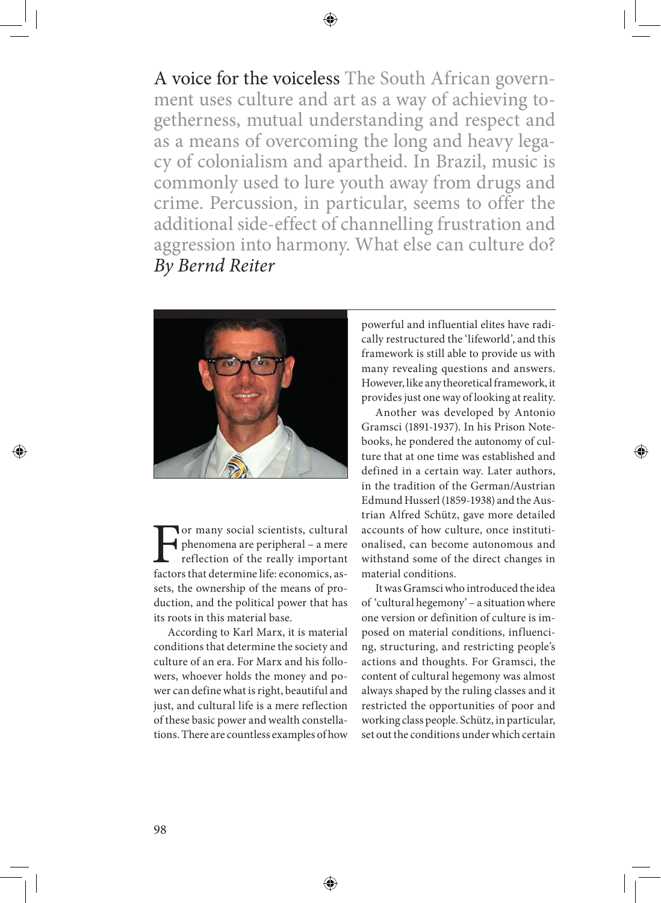# A voice for the voiceless

The South African government uses culture and art as a way of achieving togetherness, mutual understanding and respect and as a means of overcoming the long and heavy legacy of colonialism and apartheid. In Brazil, music is commonly used to lure youth away from drugs and crime. Percussion, in particular, seems to offer the additional side-effect of channelling frustration and aggression into harmony. What else can culture do?

*By Bernd Reiter*

For many social scientists, cultural phenomena are peripheral – a mere reflection of the really important factors that determine life: economics, assets, the ownership of the means of production, and the political power that has its roots in this material base.

According to Karl Marx, it is material conditions that determine the society and culture of an era. For Marx and his followers, whoever holds the money and power can define what is right, beautiful and just, and cultural life is a mere reflection of these basic power and wealth constellations. There are countless examples of how powerful and influential elites have radically restructured the 'lifeworld', and this framework is still able to provide us with many revealing questions and answers. However, like any theoretical framework, it provides just one way of looking at reality.

Another was developed by Antonio Gramsci (1891-1937). In his Prison Notebooks, he pondered the autonomy of culture that at one time was established and defined in a certain way. Later authors, in the tradition of the German/Austrian Edmund Husserl (1859-1938) and the Austrian Alfred Schütz, gave more detailed accounts of how culture, once institutionalised, can become autonomous and withstand some of the direct changes in material conditions.

It was Gramsci who introduced the idea of 'cultural hegemony' – a situation where one version or definition of culture is imposed on material conditions, influencing, structuring, and restricting people's actions and thoughts. For Gramsci, the content of cultural hegemony was almost always shaped by the ruling classes and it restricted the opportunities of poor and working class people. Schütz, in particular, set out the conditions under which certain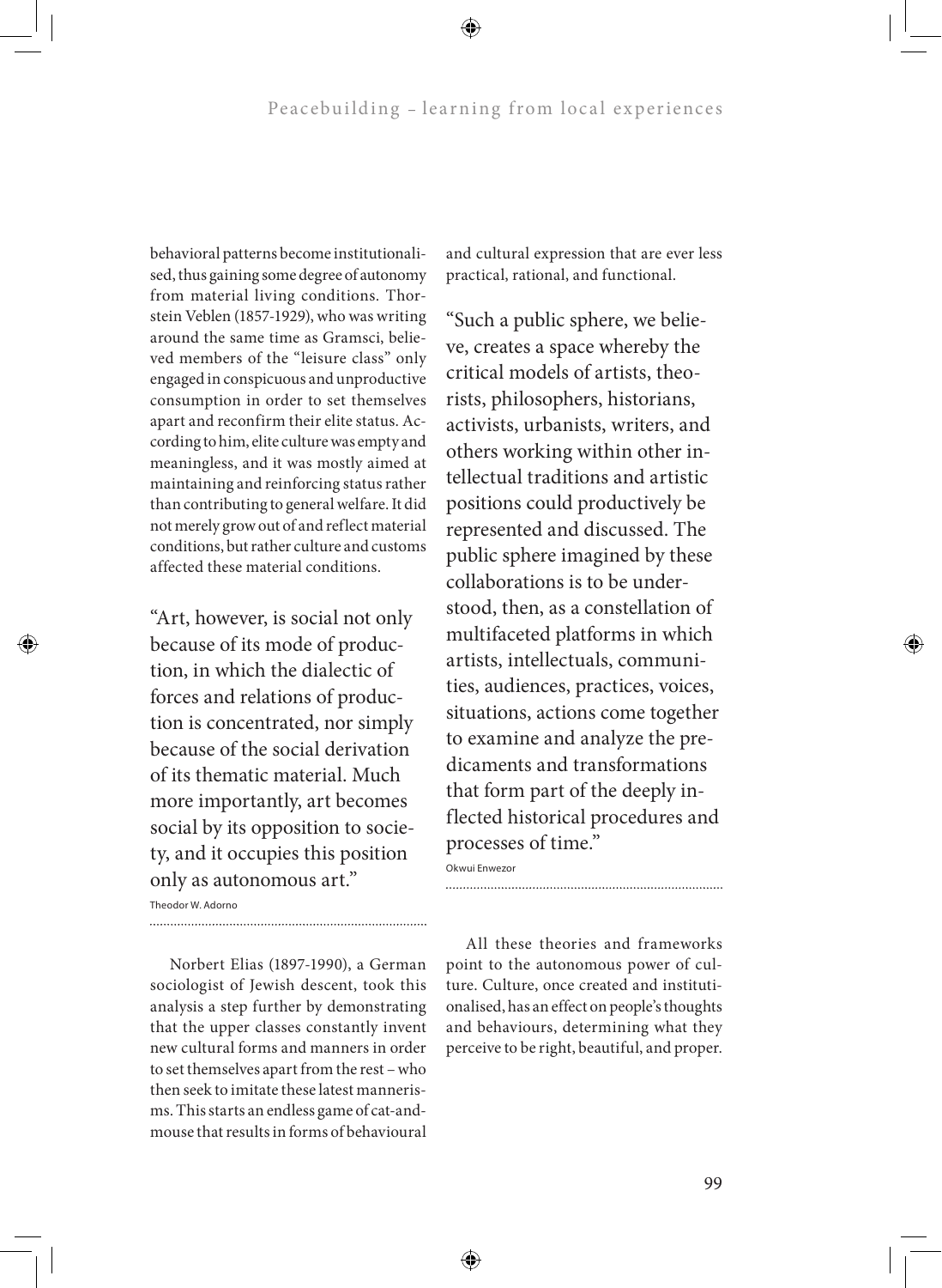behavioral patterns become institutionalised, thus gaining some degree of autonomy from material living conditions. Thorstein Veblen (1857-1929), who was writing around the same time as Gramsci, believed members of the "leisure class" only engaged in conspicuous and unproductive consumption in order to set themselves apart and reconfirm their elite status. According to him, elite culture was empty and meaningless, and it was mostly aimed at maintaining and reinforcing status rather than contributing to general welfare. It did not merely grow out of and reflect material conditions, but rather culture and customs affected these material conditions.

> "Art, however, is social not only because of its mode of production, in which the dialectic of forces and relations of production is concentrated, nor simply because of the social derivation of its thematic material. Much more importantly, art becomes social by its opposition to society, and it occupies this position only as autonomous art."
>
> Theodor W. Adorno

Norbert Elias (1897-1990), a German sociologist of Jewish descent, took this analysis a step further by demonstrating that the upper classes constantly invent new cultural forms and manners in order to set themselves apart from the rest – who then seek to imitate these latest mannerisms. This starts an endless game of cat-and-mouse that results in forms of behavioural and cultural expression that are ever less practical, rational, and functional.

> "Such a public sphere, we believe, creates a space whereby the critical models of artists, theorists, philosophers, historians, activists, urbanists, writers, and others working within other intellectual traditions and artistic positions could productively be represented and discussed. The public sphere imagined by these collaborations is to be understood, then, as a constellation of multifaceted platforms in which artists, intellectuals, communities, audiences, practices, voices, situations, actions come together to examine and analyze the predicaments and transformations that form part of the deeply inflected historical procedures and processes of time."
>
> Okwui Enwezor

All these theories and frameworks point to the autonomous power of culture. Culture, once created and institutionalised, has an effect on people's thoughts and behaviours, determining what they perceive to be right, beautiful, and proper.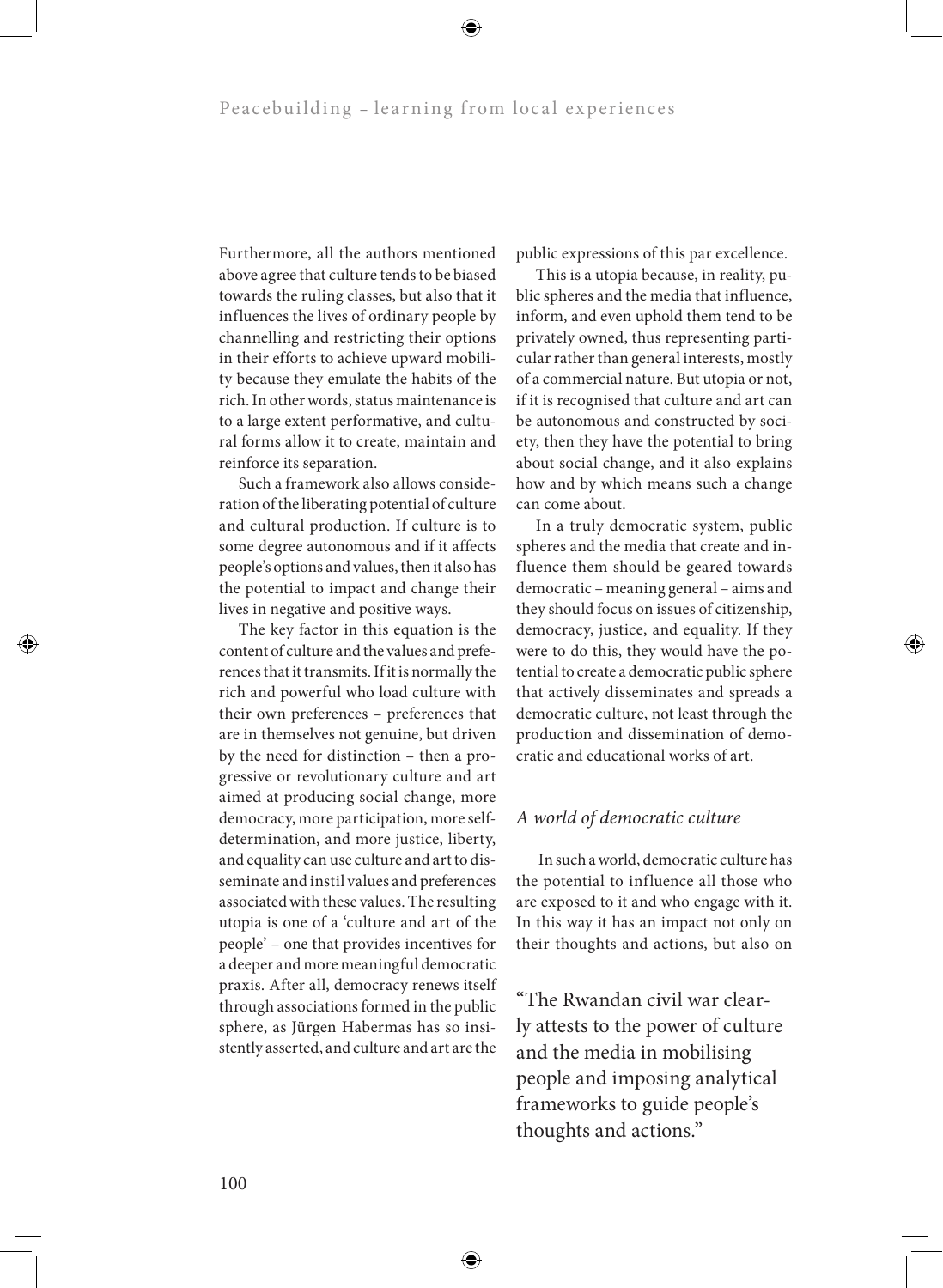Furthermore, all the authors mentioned above agree that culture tends to be biased towards the ruling classes, but also that it influences the lives of ordinary people by channelling and restricting their options in their efforts to achieve upward mobility because they emulate the habits of the rich. In other words, status maintenance is to a large extent performative, and cultural forms allow it to create, maintain and reinforce its separation.

Such a framework also allows consideration of the liberating potential of culture and cultural production. If culture is to some degree autonomous and if it affects people's options and values, then it also has the potential to impact and change their lives in negative and positive ways.

The key factor in this equation is the content of culture and the values and preferences that it transmits. If it is normally the rich and powerful who load culture with their own preferences – preferences that are in themselves not genuine, but driven by the need for distinction – then a progressive or revolutionary culture and art aimed at producing social change, more democracy, more participation, more self-determination, and more justice, liberty, and equality can use culture and art to disseminate and instil values and preferences associated with these values. The resulting utopia is one of a 'culture and art of the people' – one that provides incentives for a deeper and more meaningful democratic praxis. After all, democracy renews itself through associations formed in the public sphere, as Jürgen Habermas has so insistently asserted, and culture and art are the public expressions of this par excellence.

This is a utopia because, in reality, public spheres and the media that influence, inform, and even uphold them tend to be privately owned, thus representing particular rather than general interests, mostly of a commercial nature. But utopia or not, if it is recognised that culture and art can be autonomous and constructed by society, then they have the potential to bring about social change, and it also explains how and by which means such a change can come about.

In a truly democratic system, public spheres and the media that create and influence them should be geared towards democratic – meaning general – aims and they should focus on issues of citizenship, democracy, justice, and equality. If they were to do this, they would have the potential to create a democratic public sphere that actively disseminates and spreads a democratic culture, not least through the production and dissemination of democratic and educational works of art.

### *A world of democratic culture*

In such a world, democratic culture has the potential to influence all those who are exposed to it and who engage with it. In this way it has an impact not only on their thoughts and actions, but also on

> "The Rwandan civil war clearly attests to the power of culture and the media in mobilising people and imposing analytical frameworks to guide people's thoughts and actions."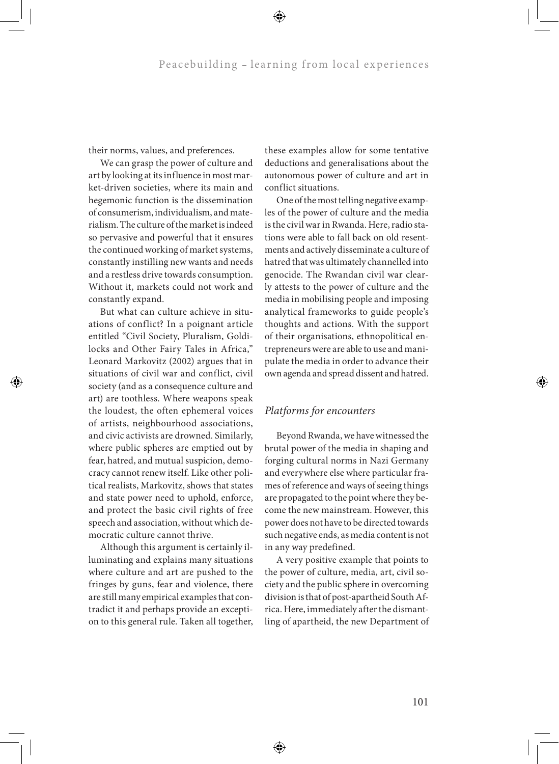their norms, values, and preferences.

We can grasp the power of culture and art by looking at its influence in most market-driven societies, where its main and hegemonic function is the dissemination of consumerism, individualism, and materialism. The culture of the market is indeed so pervasive and powerful that it ensures the continued working of market systems, constantly instilling new wants and needs and a restless drive towards consumption. Without it, markets could not work and constantly expand.

But what can culture achieve in situations of conflict? In a poignant article entitled "Civil Society, Pluralism, Goldilocks and Other Fairy Tales in Africa," Leonard Markovitz (2002) argues that in situations of civil war and conflict, civil society (and as a consequence culture and art) are toothless. Where weapons speak the loudest, the often ephemeral voices of artists, neighbourhood associations, and civic activists are drowned. Similarly, where public spheres are emptied out by fear, hatred, and mutual suspicion, democracy cannot renew itself. Like other political realists, Markovitz, shows that states and state power need to uphold, enforce, and protect the basic civil rights of free speech and association, without which democratic culture cannot thrive.

Although this argument is certainly illuminating and explains many situations where culture and art are pushed to the fringes by guns, fear and violence, there are still many empirical examples that contradict it and perhaps provide an exception to this general rule. Taken all together, these examples allow for some tentative deductions and generalisations about the autonomous power of culture and art in conflict situations.

One of the most telling negative examples of the power of culture and the media is the civil war in Rwanda. Here, radio stations were able to fall back on old resentments and actively disseminate a culture of hatred that was ultimately channelled into genocide. The Rwandan civil war clearly attests to the power of culture and the media in mobilising people and imposing analytical frameworks to guide people's thoughts and actions. With the support of their organisations, ethnopolitical entrepreneurs were are able to use and manipulate the media in order to advance their own agenda and spread dissent and hatred.

## *Platforms for encounters*

Beyond Rwanda, we have witnessed the brutal power of the media in shaping and forging cultural norms in Nazi Germany and everywhere else where particular frames of reference and ways of seeing things are propagated to the point where they become the new mainstream. However, this power does not have to be directed towards such negative ends, as media content is not in any way predefined.

A very positive example that points to the power of culture, media, art, civil society and the public sphere in overcoming division is that of post-apartheid South Africa. Here, immediately after the dismantling of apartheid, the new Department of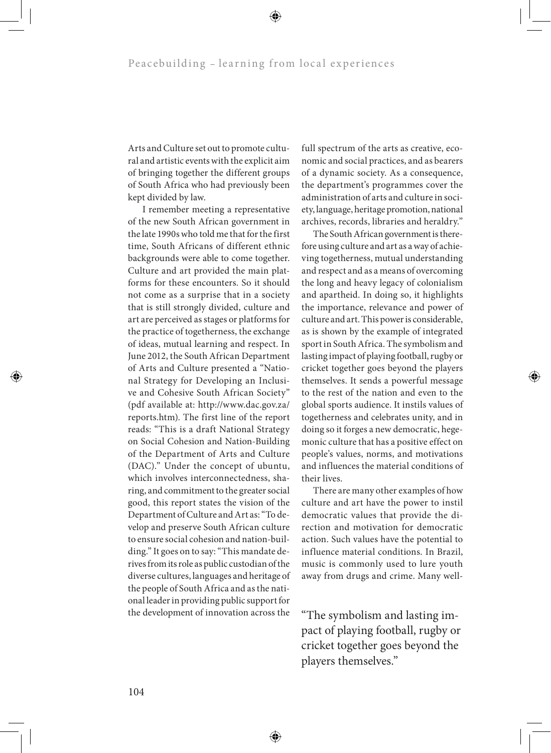Arts and Culture set out to promote cultural and artistic events with the explicit aim of bringing together the different groups of South Africa who had previously been kept divided by law.

I remember meeting a representative of the new South African government in the late 1990s who told me that for the first time, South Africans of different ethnic backgrounds were able to come together. Culture and art provided the main platforms for these encounters. So it should not come as a surprise that in a society that is still strongly divided, culture and art are perceived as stages or platforms for the practice of togetherness, the exchange of ideas, mutual learning and respect. In June 2012, the South African Department of Arts and Culture presented a "National Strategy for Developing an Inclusive and Cohesive South African Society" (pdf available at: http://www.dac.gov.za/reports.htm). The first line of the report reads: "This is a draft National Strategy on Social Cohesion and Nation-Building of the Department of Arts and Culture (DAC)." Under the concept of ubuntu, which involves interconnectedness, sharing, and commitment to the greater social good, this report states the vision of the Department of Culture and Art as: "To develop and preserve South African culture to ensure social cohesion and nation-building." It goes on to say: "This mandate derives from its role as public custodian of the diverse cultures, languages and heritage of the people of South Africa and as the national leader in providing public support for the development of innovation across the full spectrum of the arts as creative, economic and social practices, and as bearers of a dynamic society. As a consequence, the department's programmes cover the administration of arts and culture in society, language, heritage promotion, national archives, records, libraries and heraldry."

The South African government is therefore using culture and art as a way of achieving togetherness, mutual understanding and respect and as a means of overcoming the long and heavy legacy of colonialism and apartheid. In doing so, it highlights the importance, relevance and power of culture and art. This power is considerable, as is shown by the example of integrated sport in South Africa. The symbolism and lasting impact of playing football, rugby or cricket together goes beyond the players themselves. It sends a powerful message to the rest of the nation and even to the global sports audience. It instils values of togetherness and celebrates unity, and in doing so it forges a new democratic, hegemonic culture that has a positive effect on people's values, norms, and motivations and influences the material conditions of their lives.

There are many other examples of how culture and art have the power to instil democratic values that provide the direction and motivation for democratic action. Such values have the potential to influence material conditions. In Brazil, music is commonly used to lure youth away from drugs and crime. Many well-

> "The symbolism and lasting impact of playing football, rugby or cricket together goes beyond the players themselves."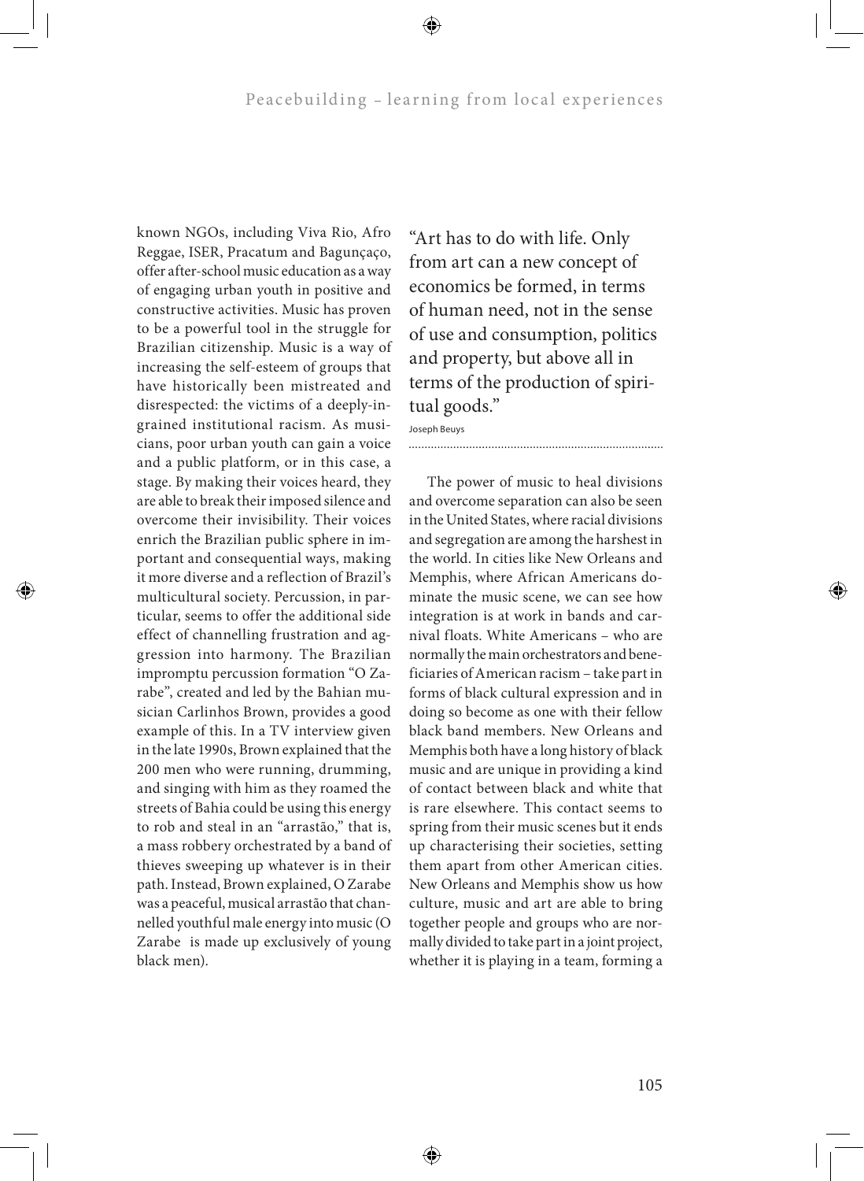known NGOs, including Viva Rio, Afro Reggae, ISER, Pracatum and Bagunçaço, offer after-school music education as a way of engaging urban youth in positive and constructive activities. Music has proven to be a powerful tool in the struggle for Brazilian citizenship. Music is a way of increasing the self-esteem of groups that have historically been mistreated and disrespected: the victims of a deeply-ingrained institutional racism. As musicians, poor urban youth can gain a voice and a public platform, or in this case, a stage. By making their voices heard, they are able to break their imposed silence and overcome their invisibility. Their voices enrich the Brazilian public sphere in important and consequential ways, making it more diverse and a reflection of Brazil's multicultural society. Percussion, in particular, seems to offer the additional side effect of channelling frustration and aggression into harmony. The Brazilian impromptu percussion formation "O Zarabe", created and led by the Bahian musician Carlinhos Brown, provides a good example of this. In a TV interview given in the late 1990s, Brown explained that the 200 men who were running, drumming, and singing with him as they roamed the streets of Bahia could be using this energy to rob and steal in an "arrastão," that is, a mass robbery orchestrated by a band of thieves sweeping up whatever is in their path. Instead, Brown explained, O Zarabe was a peaceful, musical arrastão that channelled youthful male energy into music (O Zarabe is made up exclusively of young black men).

> "Art has to do with life. Only from art can a new concept of economics be formed, in terms of human need, not in the sense of use and consumption, politics and property, but above all in terms of the production of spiritual goods."
>
> Joseph Beuys

The power of music to heal divisions and overcome separation can also be seen in the United States, where racial divisions and segregation are among the harshest in the world. In cities like New Orleans and Memphis, where African Americans dominate the music scene, we can see how integration is at work in bands and carnival floats. White Americans – who are normally the main orchestrators and beneficiaries of American racism – take part in forms of black cultural expression and in doing so become as one with their fellow black band members. New Orleans and Memphis both have a long history of black music and are unique in providing a kind of contact between black and white that is rare elsewhere. This contact seems to spring from their music scenes but it ends up characterising their societies, setting them apart from other American cities. New Orleans and Memphis show us how culture, music and art are able to bring together people and groups who are normally divided to take part in a joint project, whether it is playing in a team, forming a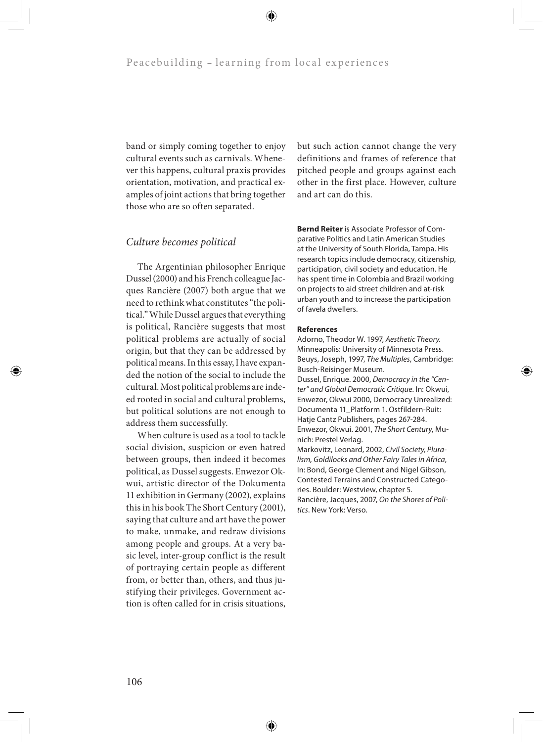band or simply coming together to enjoy cultural events such as carnivals. Whenever this happens, cultural praxis provides orientation, motivation, and practical examples of joint actions that bring together those who are so often separated.

### *Culture becomes political*

The Argentinian philosopher Enrique Dussel (2000) and his French colleague Jacques Rancière (2007) both argue that we need to rethink what constitutes "the political." While Dussel argues that everything is political, Rancière suggests that most political problems are actually of social origin, but that they can be addressed by political means. In this essay, I have expanded the notion of the social to include the cultural. Most political problems are indeed rooted in social and cultural problems, but political solutions are not enough to address them successfully.

When culture is used as a tool to tackle social division, suspicion or even hatred between groups, then indeed it becomes political, as Dussel suggests. Enwezor Okwui, artistic director of the Dokumenta 11 exhibition in Germany (2002), explains this in his book The Short Century (2001), saying that culture and art have the power to make, unmake, and redraw divisions among people and groups. At a very basic level, inter-group conflict is the result of portraying certain people as different from, or better than, others, and thus justifying their privileges. Government action is often called for in crisis situations, but such action cannot change the very definitions and frames of reference that pitched people and groups against each other in the first place. However, culture and art can do this.

**Bernd Reiter** is Associate Professor of Comparative Politics and Latin American Studies at the University of South Florida, Tampa. His research topics include democracy, citizenship, participation, civil society and education. He has spent time in Colombia and Brazil working on projects to aid street children and at-risk urban youth and to increase the participation of favela dwellers.

**References**

Adorno, Theodor W. 1997, *Aesthetic Theory.* Minneapolis: University of Minnesota Press.

Beuys, Joseph, 1997, *The Multiples*, Cambridge: Busch-Reisinger Museum.

Dussel, Enrique. 2000, *Democracy in the "Center" and Global Democratic Critique*. In: Okwui, Enwezor, Okwui 2000, Democracy Unrealized: Documenta 11_Platform 1. Ostfildern-Ruit: Hatje Cantz Publishers, pages 267-284.

Enwezor, Okwui. 2001, *The Short Century*, Munich: Prestel Verlag.

Markovitz, Leonard, 2002, *Civil Society, Pluralism, Goldilocks and Other Fairy Tales in Africa*, In: Bond, George Clement and Nigel Gibson, Contested Terrains and Constructed Categories. Boulder: Westview, chapter 5.

Rancière, Jacques, 2007, *On the Shores of Politics*. New York: Verso.